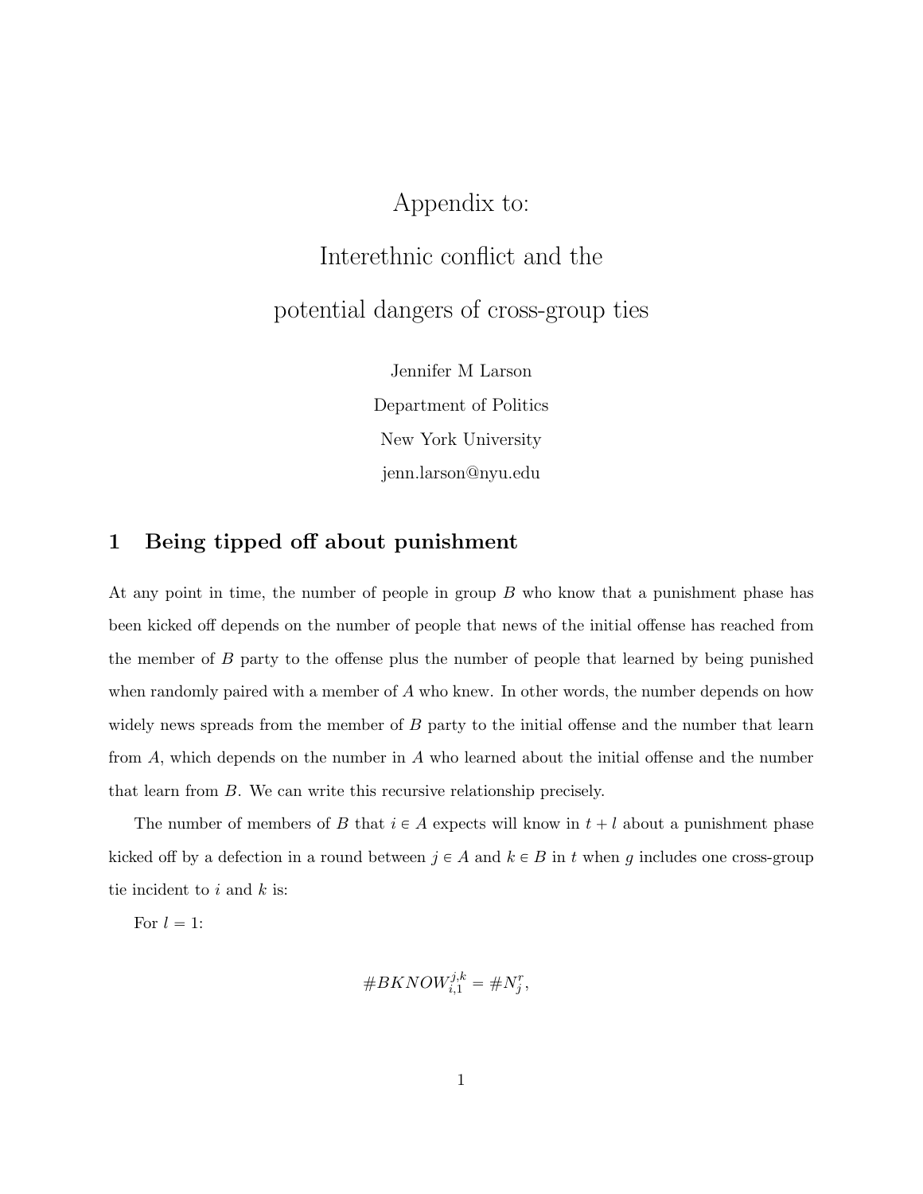# Appendix to: Interethnic conflict and the potential dangers of cross-group ties

Jennifer M Larson

Department of Politics

New York University

jenn.larson@nyu.edu

## 1 Being tipped off about punishment

At any point in time, the number of people in group $B$ who know that a punishment phase has been kicked off depends on the number of people that news of the initial offense has reached from the member of $B$ party to the offense plus the number of people that learned by being punished when randomly paired with a member of $A$ who knew. In other words, the number depends on how widely news spreads from the member of $B$ party to the initial offense and the number that learn from $A$, which depends on the number in $A$ who learned about the initial offense and the number that learn from $B$. We can write this recursive relationship precisely.

The number of members of $B$ that $i \in A$ expects will know in $t + l$ about a punishment phase kicked off by a defection in a round between $j \in A$ and $k \in B$ in $t$ when $g$ includes one cross-group tie incident to $i$ and $k$ is:

For $l = 1$:

$$\#BKNOW_{i,1}^{j,k} = \#N_j^r,$$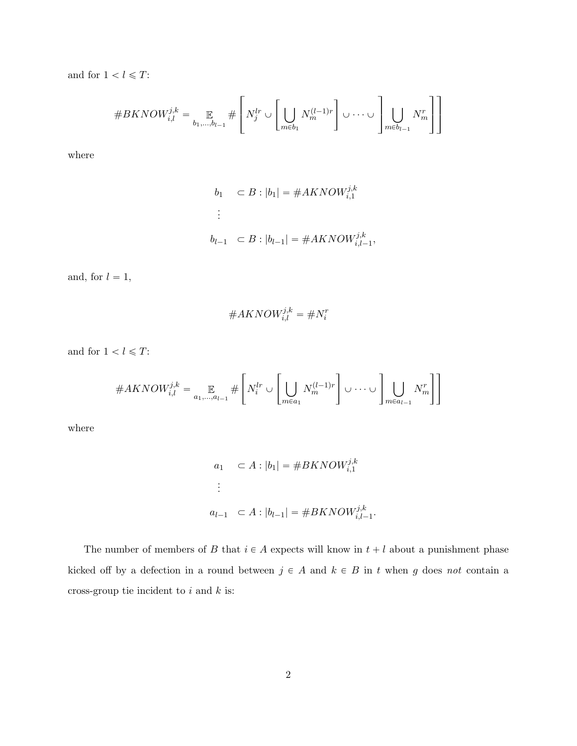and for $1 < l \leqslant T$:

$$\#BKNOW_{i,l}^{j,k} = \mathop{\mathbb{E}}_{b_1,\ldots,b_{l-1}} \# \left[ N_j^{lr} \cup \left[ \bigcup_{m \in b_1} N_m^{(l-1)r} \right] \cup \cdots \cup \left[ \bigcup_{m \in b_{l-1}} N_m^{r} \right] \right]$$

where

$$\begin{aligned} b_1 \quad &\subset B : |b_1| = \#AKNOW_{i,1}^{j,k} \\ &\vdots \\ b_{l-1} \quad &\subset B : |b_{l-1}| = \#AKNOW_{i,l-1}^{j,k}, \end{aligned}$$

and, for $l = 1$,

$$\#AKNOW_{i,l}^{j,k} = \#N_i^r$$

and for $1 < l \leqslant T$:

$$\#AKNOW_{i,l}^{j,k} = \mathop{\mathbb{E}}_{a_1,\ldots,a_{l-1}} \# \left[ N_i^{lr} \cup \left[ \bigcup_{m \in a_1} N_m^{(l-1)r} \right] \cup \cdots \cup \left[ \bigcup_{m \in a_{l-1}} N_m^{r} \right] \right]$$

where

$$\begin{aligned} a_1 \quad &\subset A : |b_1| = \#BKNOW_{i,1}^{j,k} \\ &\vdots \\ a_{l-1} \quad &\subset A : |b_{l-1}| = \#BKNOW_{i,l-1}^{j,k}. \end{aligned}$$

The number of members of $B$ that $i \in A$ expects will know in $t + l$ about a punishment phase kicked off by a defection in a round between $j \in A$ and $k \in B$ in $t$ when $g$ does *not* contain a cross-group tie incident to $i$ and $k$ is: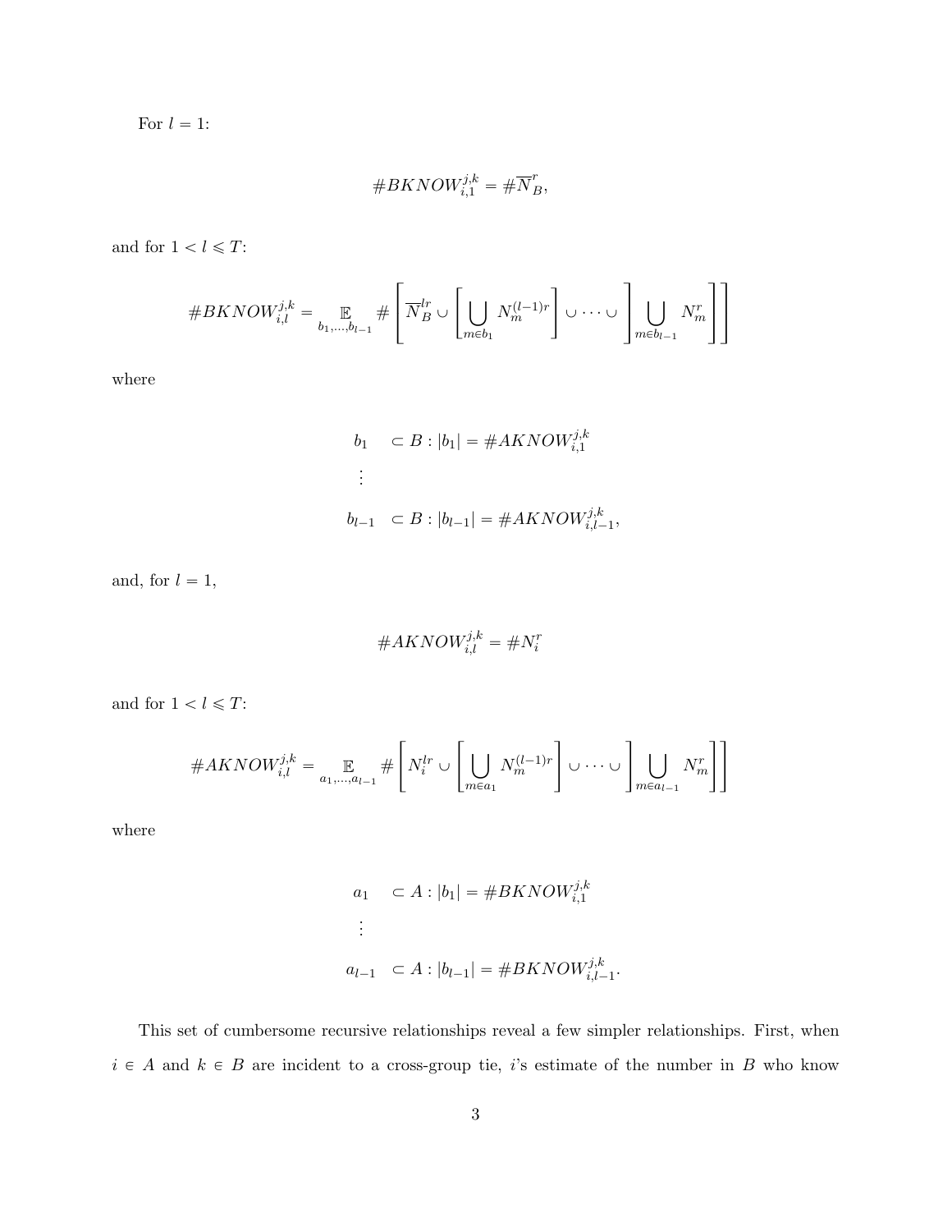For $l = 1$:

$$\#BKNOW_{i,1}^{j,k} = \#\overline{N}_B^r,$$

and for $1 < l \leqslant T$:

$$\#BKNOW_{i,l}^{j,k} = \mathop{\mathbb{E}}_{b_1,\ldots,b_{l-1}} \# \left[ \overline{N}_B^{lr} \cup \left[ \bigcup_{m \in b_1} N_m^{(l-1)r} \right] \cup \cdots \cup \left[ \bigcup_{m \in b_{l-1}} N_m^r \right] \right]$$

where

$$\begin{aligned} b_1 \quad & \subset B : |b_1| = \#AKNOW_{i,1}^{j,k} \\ \vdots \quad & \\ b_{l-1} \quad & \subset B : |b_{l-1}| = \#AKNOW_{i,l-1}^{j,k}, \end{aligned}$$

and, for $l = 1$,

$$\#AKNOW_{i,l}^{j,k} = \#N_i^r$$

and for $1 < l \leqslant T$:

$$\#AKNOW_{i,l}^{j,k} = \mathop{\mathbb{E}}_{a_1,\ldots,a_{l-1}} \# \left[ N_i^{lr} \cup \left[ \bigcup_{m \in a_1} N_m^{(l-1)r} \right] \cup \cdots \cup \left[ \bigcup_{m \in a_{l-1}} N_m^r \right] \right]$$

where

$$\begin{aligned} a_1 \quad & \subset A : |b_1| = \#BKNOW_{i,1}^{j,k} \\ \vdots \quad & \\ a_{l-1} \quad & \subset A : |b_{l-1}| = \#BKNOW_{i,l-1}^{j,k}. \end{aligned}$$

This set of cumbersome recursive relationships reveal a few simpler relationships. First, when $i \in A$ and $k \in B$ are incident to a cross-group tie, $i$'s estimate of the number in $B$ who know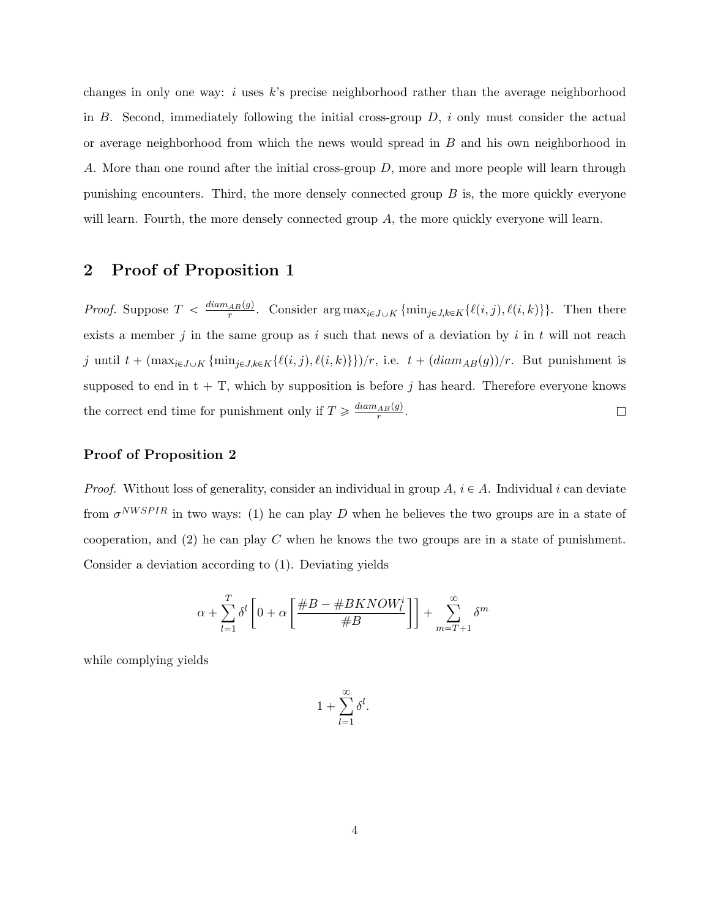changes in only one way: $i$ uses $k$'s precise neighborhood rather than the average neighborhood in $B$. Second, immediately following the initial cross-group $D$, $i$ only must consider the actual or average neighborhood from which the news would spread in $B$ and his own neighborhood in $A$. More than one round after the initial cross-group $D$, more and more people will learn through punishing encounters. Third, the more densely connected group $B$ is, the more quickly everyone will learn. Fourth, the more densely connected group $A$, the more quickly everyone will learn.

## 2 Proof of Proposition 1

*Proof.* Suppose $T < \frac{diam_{AB}(g)}{r}$. Consider $\arg\max_{i \in J \cup K} \{\min_{j \in J, k \in K}\{\ell(i,j), \ell(i,k)\}\}$. Then there exists a member $j$ in the same group as $i$ such that news of a deviation by $i$ in $t$ will not reach $j$ until $t + (\max_{i \in J \cup K} \{\min_{j \in J, k \in K}\{\ell(i,j), \ell(i,k)\}\})/r$, i.e. $t + (diam_{AB}(g))/r$. But punishment is supposed to end in t + T, which by supposition is before $j$ has heard. Therefore everyone knows the correct end time for punishment only if $T \geqslant \frac{diam_{AB}(g)}{r}$. □

### Proof of Proposition 2

*Proof.* Without loss of generality, consider an individual in group $A$, $i \in A$. Individual $i$ can deviate from $\sigma^{NWSPIR}$ in two ways: (1) he can play $D$ when he believes the two groups are in a state of cooperation, and (2) he can play $C$ when he knows the two groups are in a state of punishment. Consider a deviation according to (1). Deviating yields

$$\alpha + \sum_{l=1}^{T} \delta^l \left[ 0 + \alpha \left[ \frac{\#B - \#BKNOW_l^i}{\#B} \right] \right] + \sum_{m=T+1}^{\infty} \delta^m$$

while complying yields

$$1 + \sum_{l=1}^{\infty} \delta^l.$$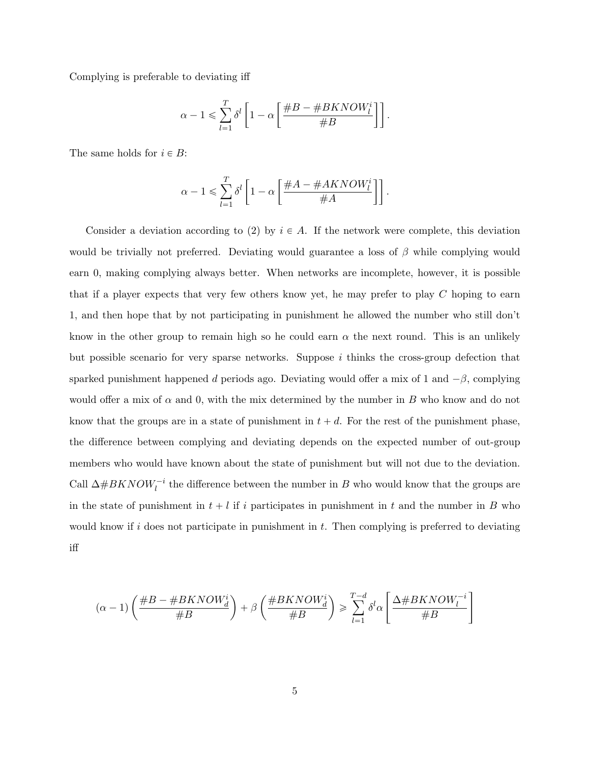Complying is preferable to deviating iff

$$\alpha - 1 \leqslant \sum_{l=1}^{T} \delta^l \left[ 1 - \alpha \left[ \frac{\#B - \#BKNOW_l^i}{\#B} \right] \right].$$

The same holds for $i \in B$:

$$\alpha - 1 \leqslant \sum_{l=1}^{T} \delta^l \left[ 1 - \alpha \left[ \frac{\#A - \#AKNOW_l^i}{\#A} \right] \right].$$

Consider a deviation according to (2) by $i \in A$. If the network were complete, this deviation would be trivially not preferred. Deviating would guarantee a loss of $\beta$ while complying would earn 0, making complying always better. When networks are incomplete, however, it is possible that if a player expects that very few others know yet, he may prefer to play $C$ hoping to earn 1, and then hope that by not participating in punishment he allowed the number who still don't know in the other group to remain high so he could earn $\alpha$ the next round. This is an unlikely but possible scenario for very sparse networks. Suppose $i$ thinks the cross-group defection that sparked punishment happened $d$ periods ago. Deviating would offer a mix of 1 and $-\beta$, complying would offer a mix of $\alpha$ and 0, with the mix determined by the number in $B$ who know and do not know that the groups are in a state of punishment in $t + d$. For the rest of the punishment phase, the difference between complying and deviating depends on the expected number of out-group members who would have known about the state of punishment but will not due to the deviation. Call $\Delta\#BKNOW_l^{-i}$ the difference between the number in $B$ who would know that the groups are in the state of punishment in $t + l$ if $i$ participates in punishment in $t$ and the number in $B$ who would know if $i$ does not participate in punishment in $t$. Then complying is preferred to deviating iff

$$(\alpha - 1) \left( \frac{\#B - \#BKNOW_d^i}{\#B} \right) + \beta \left( \frac{\#BKNOW_d^i}{\#B} \right) \geqslant \sum_{l=1}^{T-d} \delta^l \alpha \left[ \frac{\Delta\#BKNOW_l^{-i}}{\#B} \right]$$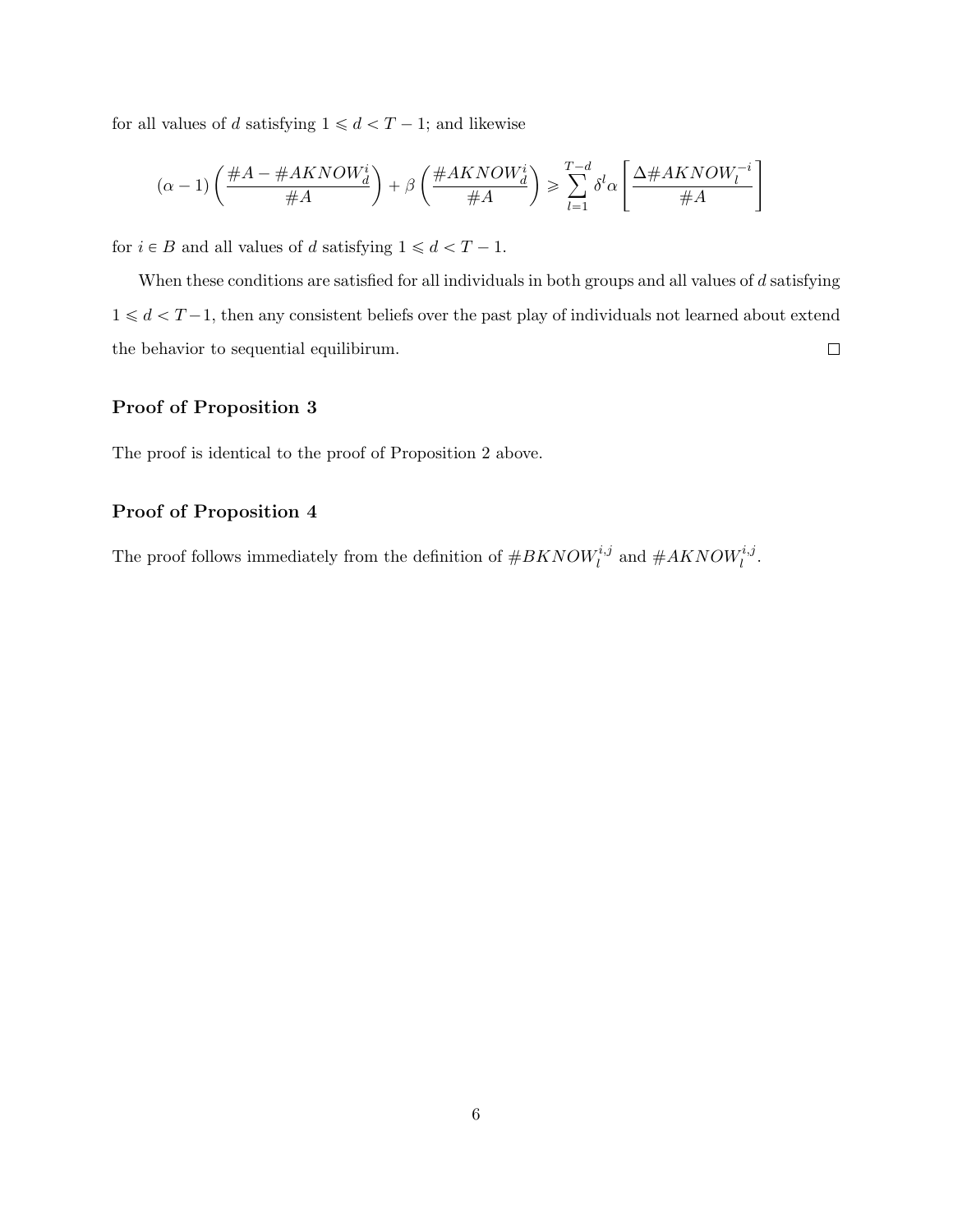for all values of $d$ satisfying $1 \leqslant d < T-1$; and likewise

$$(\alpha - 1)\left(\frac{\#A - \#AKNOW_d^i}{\#A}\right) + \beta\left(\frac{\#AKNOW_d^i}{\#A}\right) \geqslant \sum_{l=1}^{T-d} \delta^l \alpha \left[\frac{\Delta \#AKNOW_l^{-i}}{\#A}\right]$$

for $i \in B$ and all values of $d$ satisfying $1 \leqslant d < T-1$.

When these conditions are satisfied for all individuals in both groups and all values of $d$ satisfying $1 \leqslant d < T-1$, then any consistent beliefs over the past play of individuals not learned about extend the behavior to sequential equilibirum. □

### Proof of Proposition 3

The proof is identical to the proof of Proposition 2 above.

### Proof of Proposition 4

The proof follows immediately from the definition of $\#BKNOW_l^{i,j}$ and $\#AKNOW_l^{i,j}$.